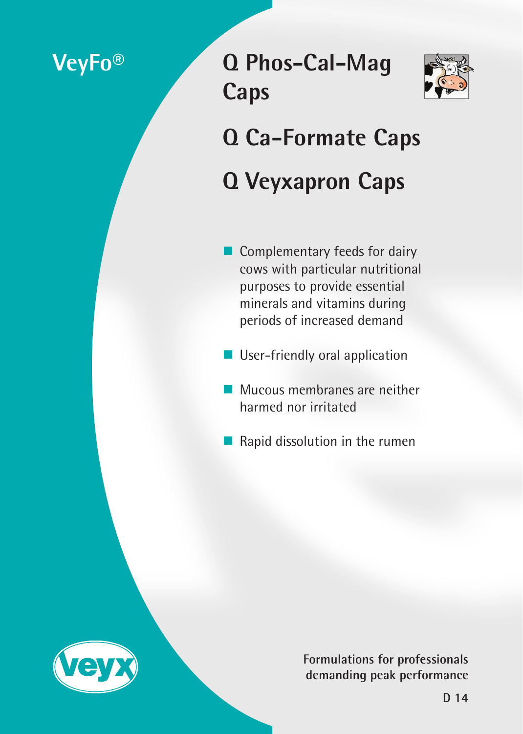VeyFo®

# Q Phos-Cal-Mag Caps

# Q Ca-Formate Caps

# Q Veyxapron Caps

- Complementary feeds for dairy cows with particular nutritional purposes to provide essential minerals and vitamins during periods of increased demand
- User-friendly oral application
- Mucous membranes are neither harmed nor irritated
- Rapid dissolution in the rumen

veyx

**Formulations for professionals demanding peak performance**

**D 14**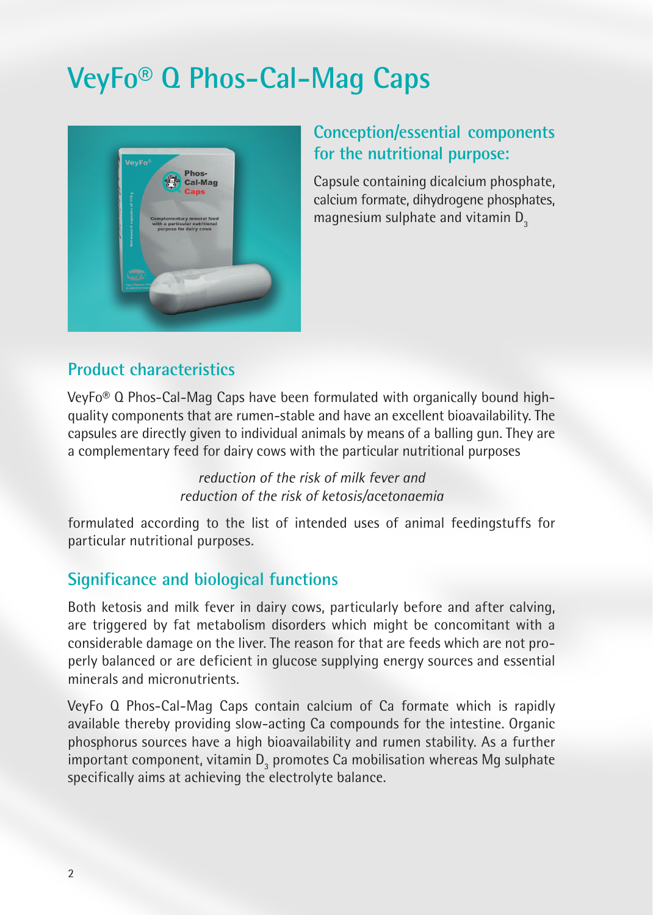# VeyFo® Q Phos-Cal-Mag Caps

## Conception/essential components for the nutritional purpose:

Capsule containing dicalcium phosphate, calcium formate, dihydrogene phosphates, magnesium sulphate and vitamin $D_3$

## Product characteristics

VeyFo® Q Phos-Cal-Mag Caps have been formulated with organically bound high-quality components that are rumen-stable and have an excellent bioavailability. The capsules are directly given to individual animals by means of a balling gun. They are a complementary feed for dairy cows with the particular nutritional purposes

*reduction of the risk of milk fever and*
*reduction of the risk of ketosis/acetonaemia*

formulated according to the list of intended uses of animal feedingstuffs for particular nutritional purposes.

## Significance and biological functions

Both ketosis and milk fever in dairy cows, particularly before and after calving, are triggered by fat metabolism disorders which might be concomitant with a considerable damage on the liver. The reason for that are feeds which are not properly balanced or are deficient in glucose supplying energy sources and essential minerals and micronutrients.

VeyFo Q Phos-Cal-Mag Caps contain calcium of Ca formate which is rapidly available thereby providing slow-acting Ca compounds for the intestine. Organic phosphorus sources have a high bioavailability and rumen stability. As a further important component, vitamin $D_3$ promotes Ca mobilisation whereas Mg sulphate specifically aims at achieving the electrolyte balance.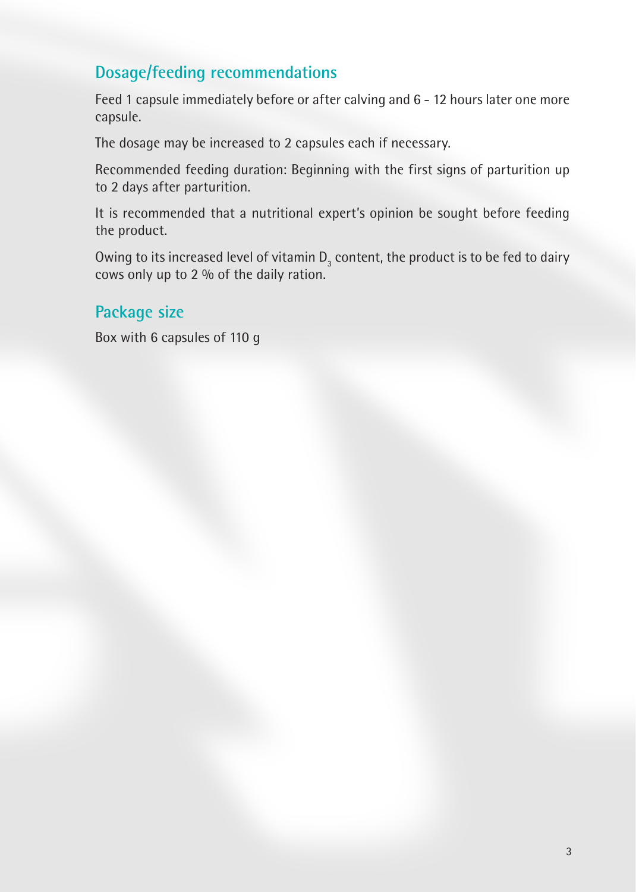## Dosage/feeding recommendations

Feed 1 capsule immediately before or after calving and 6 - 12 hours later one more capsule.

The dosage may be increased to 2 capsules each if necessary.

Recommended feeding duration: Beginning with the first signs of parturition up to 2 days after parturition.

It is recommended that a nutritional expert's opinion be sought before feeding the product.

Owing to its increased level of vitamin $D_3$ content, the product is to be fed to dairy cows only up to 2 % of the daily ration.

## Package size

Box with 6 capsules of 110 g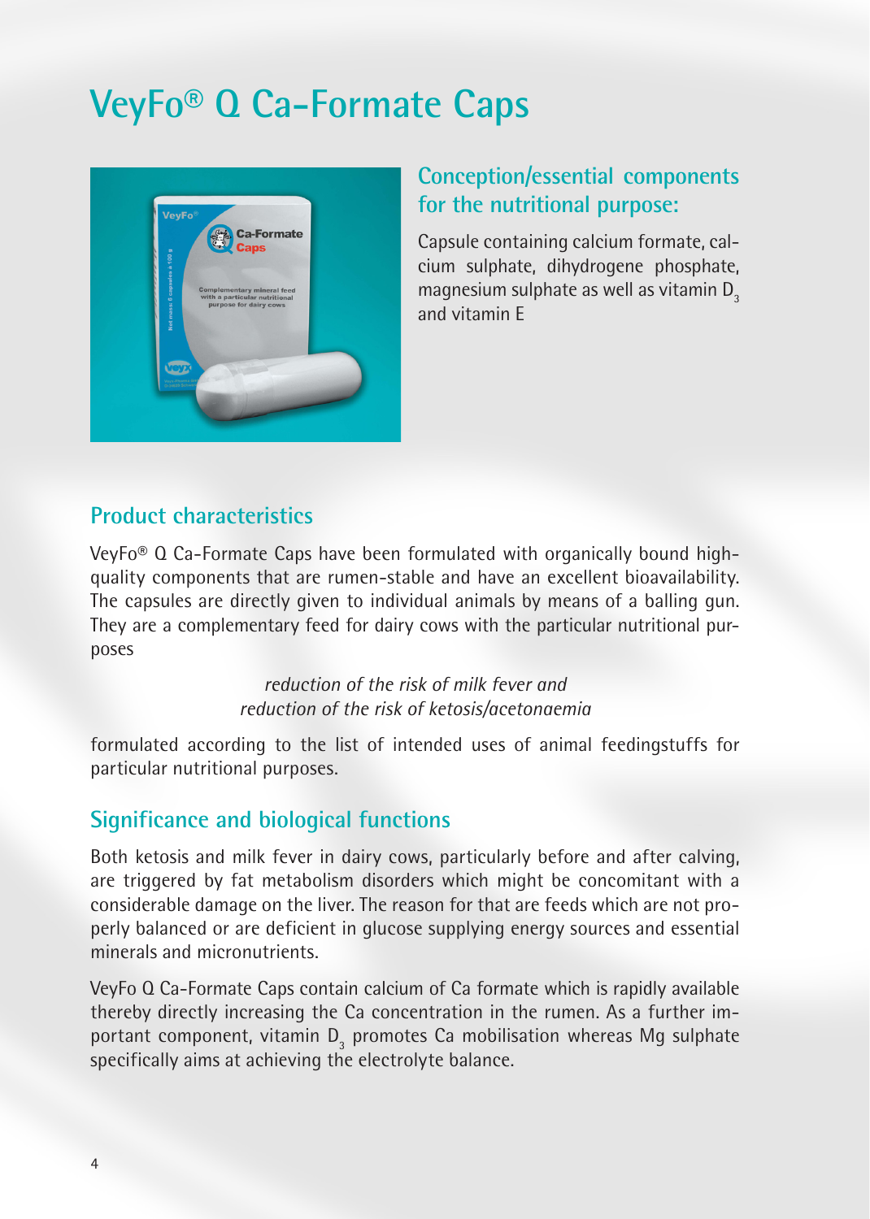# VeyFo® Q Ca-Formate Caps

## Conception/essential components for the nutritional purpose:

Capsule containing calcium formate, calcium sulphate, dihydrogene phosphate, magnesium sulphate as well as vitamin $D_3$ and vitamin E

## Product characteristics

VeyFo® Q Ca-Formate Caps have been formulated with organically bound high-quality components that are rumen-stable and have an excellent bioavailability. The capsules are directly given to individual animals by means of a balling gun. They are a complementary feed for dairy cows with the particular nutritional purposes

*reduction of the risk of milk fever and*
*reduction of the risk of ketosis/acetonaemia*

formulated according to the list of intended uses of animal feedingstuffs for particular nutritional purposes.

## Significance and biological functions

Both ketosis and milk fever in dairy cows, particularly before and after calving, are triggered by fat metabolism disorders which might be concomitant with a considerable damage on the liver. The reason for that are feeds which are not properly balanced or are deficient in glucose supplying energy sources and essential minerals and micronutrients.

VeyFo Q Ca-Formate Caps contain calcium of Ca formate which is rapidly available thereby directly increasing the Ca concentration in the rumen. As a further important component, vitamin $D_3$ promotes Ca mobilisation whereas Mg sulphate specifically aims at achieving the electrolyte balance.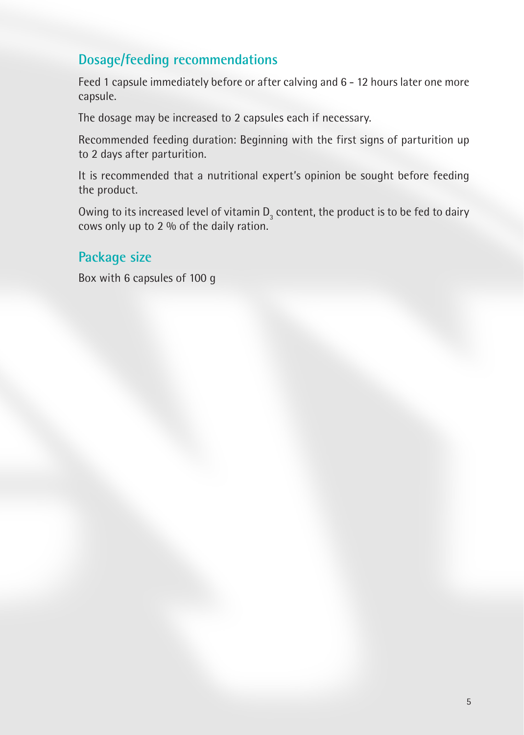## Dosage/feeding recommendations

Feed 1 capsule immediately before or after calving and 6 - 12 hours later one more capsule.

The dosage may be increased to 2 capsules each if necessary.

Recommended feeding duration: Beginning with the first signs of parturition up to 2 days after parturition.

It is recommended that a nutritional expert's opinion be sought before feeding the product.

Owing to its increased level of vitamin $D_3$ content, the product is to be fed to dairy cows only up to 2 % of the daily ration.

## Package size

Box with 6 capsules of 100 g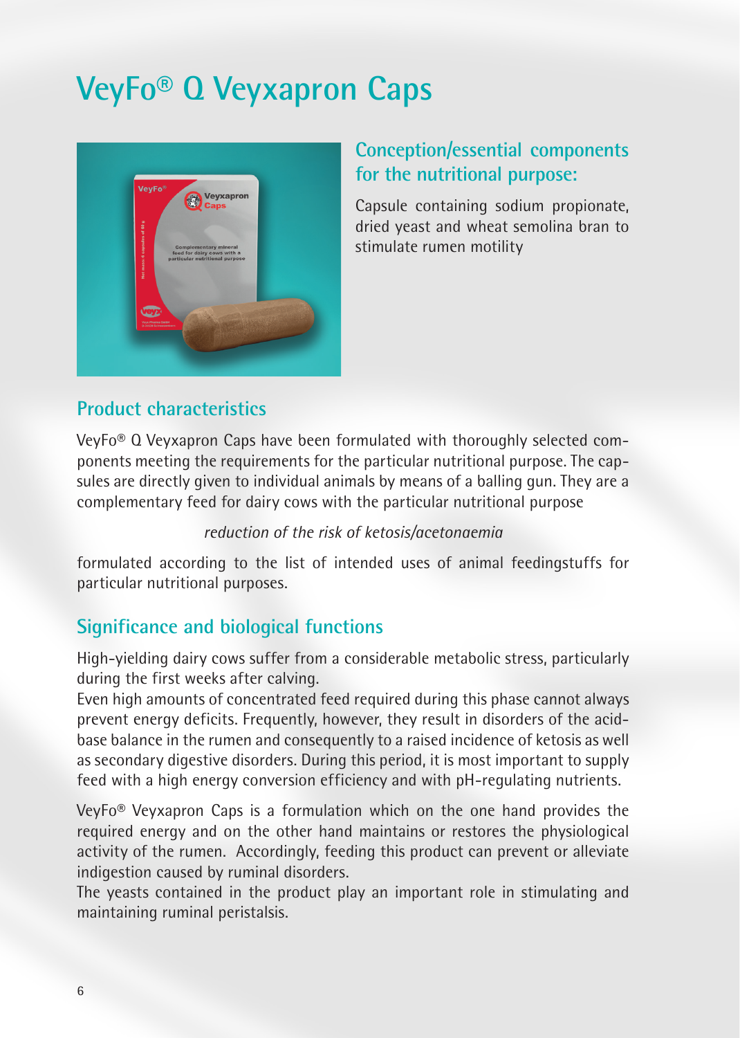# VeyFo® Q Veyxapron Caps

## Conception/essential components for the nutritional purpose:

Capsule containing sodium propionate, dried yeast and wheat semolina bran to stimulate rumen motility

## Product characteristics

VeyFo® Q Veyxapron Caps have been formulated with thoroughly selected components meeting the requirements for the particular nutritional purpose. The capsules are directly given to individual animals by means of a balling gun. They are a complementary feed for dairy cows with the particular nutritional purpose

*reduction of the risk of ketosis/acetonaemia*

formulated according to the list of intended uses of animal feedingstuffs for particular nutritional purposes.

## Significance and biological functions

High-yielding dairy cows suffer from a considerable metabolic stress, particularly during the first weeks after calving.
Even high amounts of concentrated feed required during this phase cannot always prevent energy deficits. Frequently, however, they result in disorders of the acid-base balance in the rumen and consequently to a raised incidence of ketosis as well as secondary digestive disorders. During this period, it is most important to supply feed with a high energy conversion efficiency and with pH-regulating nutrients.

VeyFo® Veyxapron Caps is a formulation which on the one hand provides the required energy and on the other hand maintains or restores the physiological activity of the rumen. Accordingly, feeding this product can prevent or alleviate indigestion caused by ruminal disorders.
The yeasts contained in the product play an important role in stimulating and maintaining ruminal peristalsis.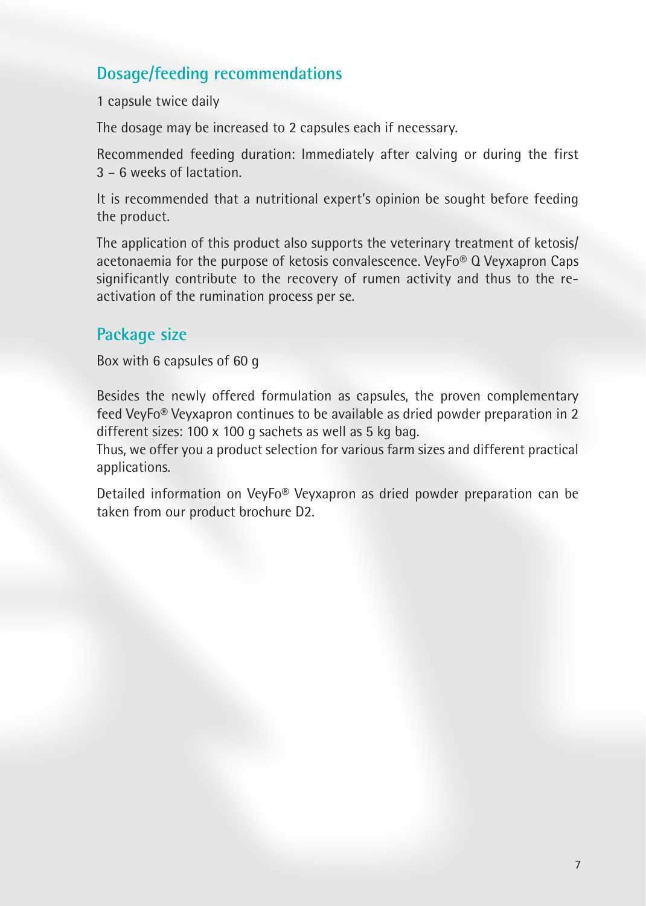## Dosage/feeding recommendations

1 capsule twice daily

The dosage may be increased to 2 capsules each if necessary.

Recommended feeding duration: Immediately after calving or during the first 3 – 6 weeks of lactation.

It is recommended that a nutritional expert's opinion be sought before feeding the product.

The application of this product also supports the veterinary treatment of ketosis/acetonaemia for the purpose of ketosis convalescence. VeyFo® Q Veyxapron Caps significantly contribute to the recovery of rumen activity and thus to the re-activation of the rumination process per se.

## Package size

Box with 6 capsules of 60 g

Besides the newly offered formulation as capsules, the proven complementary feed VeyFo® Veyxapron continues to be available as dried powder preparation in 2 different sizes: 100 x 100 g sachets as well as 5 kg bag.
Thus, we offer you a product selection for various farm sizes and different practical applications.

Detailed information on VeyFo® Veyxapron as dried powder preparation can be taken from our product brochure D2.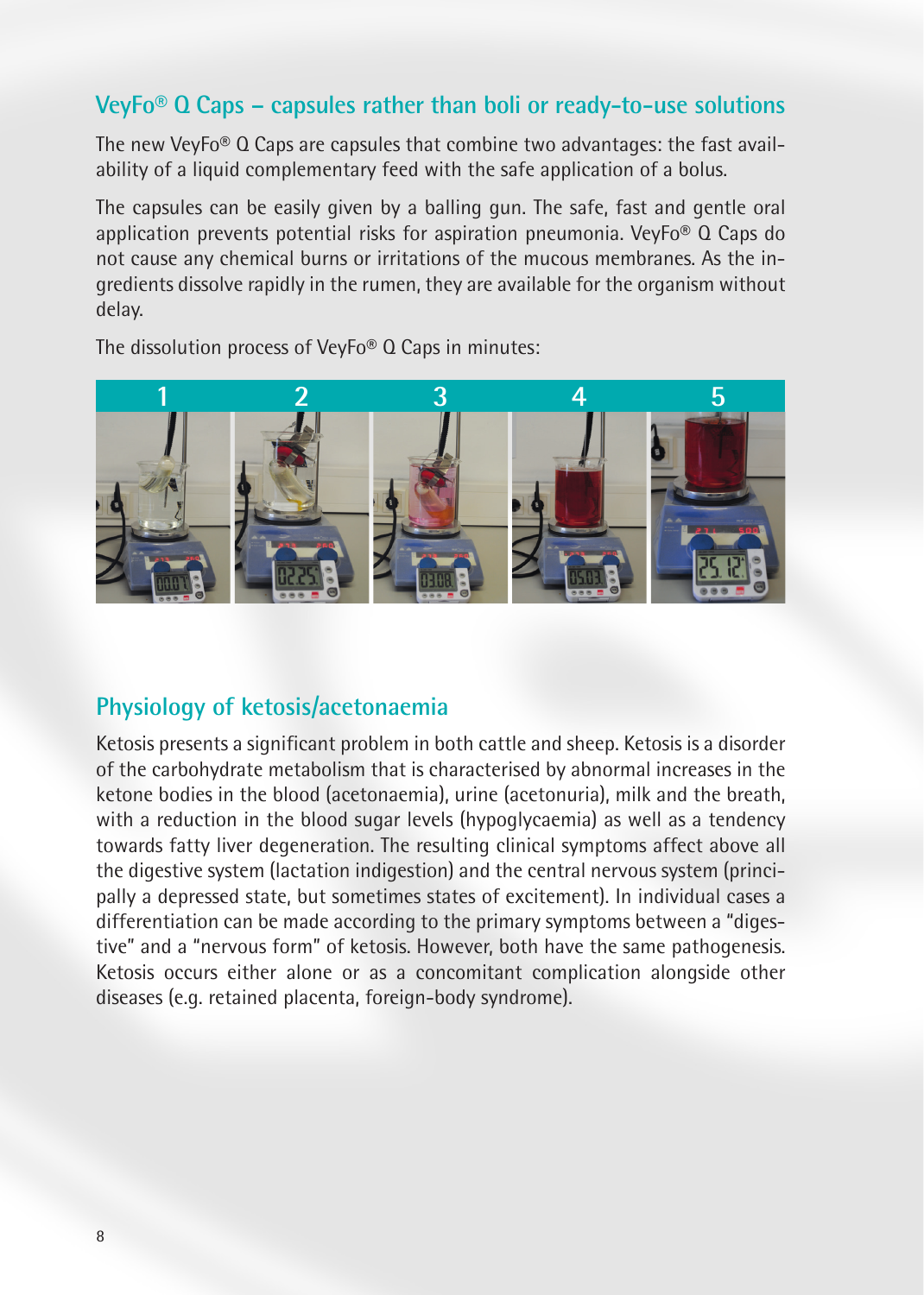## VeyFo® Q Caps – capsules rather than boli or ready-to-use solutions

The new VeyFo® Q Caps are capsules that combine two advantages: the fast availability of a liquid complementary feed with the safe application of a bolus.

The capsules can be easily given by a balling gun. The safe, fast and gentle oral application prevents potential risks for aspiration pneumonia. VeyFo® Q Caps do not cause any chemical burns or irritations of the mucous membranes. As the ingredients dissolve rapidly in the rumen, they are available for the organism without delay.

The dissolution process of VeyFo® Q Caps in minutes:

| 1 | 2 | 3 | 4 | 5 |
|---|---|---|---|---|

## Physiology of ketosis/acetonaemia

Ketosis presents a significant problem in both cattle and sheep. Ketosis is a disorder of the carbohydrate metabolism that is characterised by abnormal increases in the ketone bodies in the blood (acetonaemia), urine (acetonuria), milk and the breath, with a reduction in the blood sugar levels (hypoglycaemia) as well as a tendency towards fatty liver degeneration. The resulting clinical symptoms affect above all the digestive system (lactation indigestion) and the central nervous system (principally a depressed state, but sometimes states of excitement). In individual cases a differentiation can be made according to the primary symptoms between a "digestive" and a "nervous form" of ketosis. However, both have the same pathogenesis. Ketosis occurs either alone or as a concomitant complication alongside other diseases (e.g. retained placenta, foreign-body syndrome).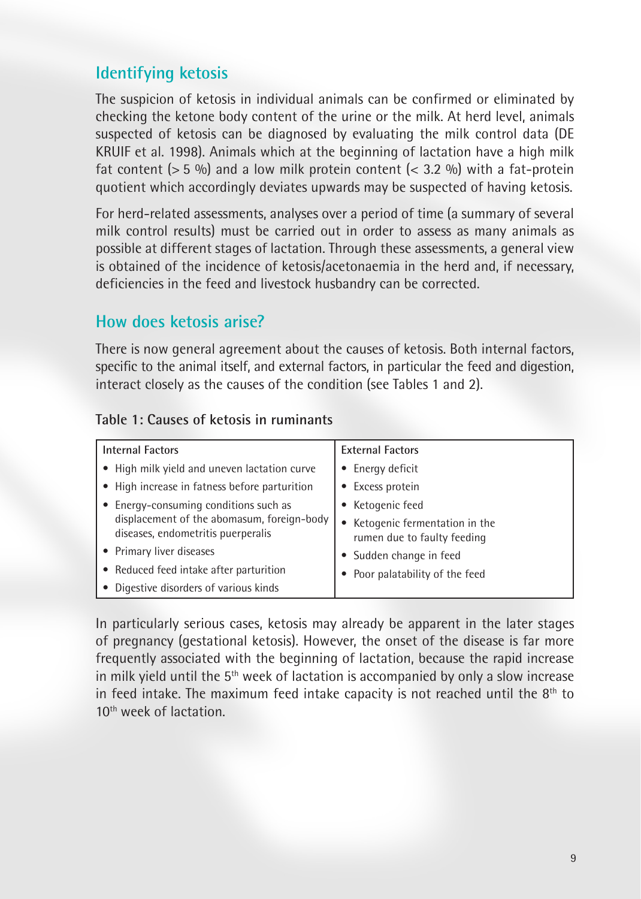## Identifying ketosis

The suspicion of ketosis in individual animals can be confirmed or eliminated by checking the ketone body content of the urine or the milk. At herd level, animals suspected of ketosis can be diagnosed by evaluating the milk control data (DE KRUIF et al. 1998). Animals which at the beginning of lactation have a high milk fat content (> 5 %) and a low milk protein content (< 3.2 %) with a fat-protein quotient which accordingly deviates upwards may be suspected of having ketosis.

For herd-related assessments, analyses over a period of time (a summary of several milk control results) must be carried out in order to assess as many animals as possible at different stages of lactation. Through these assessments, a general view is obtained of the incidence of ketosis/acetonaemia in the herd and, if necessary, deficiencies in the feed and livestock husbandry can be corrected.

## How does ketosis arise?

There is now general agreement about the causes of ketosis. Both internal factors, specific to the animal itself, and external factors, in particular the feed and digestion, interact closely as the causes of the condition (see Tables 1 and 2).

**Table 1: Causes of ketosis in ruminants**

| Internal Factors | External Factors |
|---|---|
| • High milk yield and uneven lactation curve | • Energy deficit |
| • High increase in fatness before parturition | • Excess protein |
| • Energy-consuming conditions such as displacement of the abomasum, foreign-body diseases, endometritis puerperalis | • Ketogenic feed |
| • Primary liver diseases | • Ketogenic fermentation in the rumen due to faulty feeding |
| • Reduced feed intake after parturition | • Sudden change in feed |
| • Digestive disorders of various kinds | • Poor palatability of the feed |

In particularly serious cases, ketosis may already be apparent in the later stages of pregnancy (gestational ketosis). However, the onset of the disease is far more frequently associated with the beginning of lactation, because the rapid increase in milk yield until the 5$^{th}$ week of lactation is accompanied by only a slow increase in feed intake. The maximum feed intake capacity is not reached until the 8$^{th}$ to 10$^{th}$ week of lactation.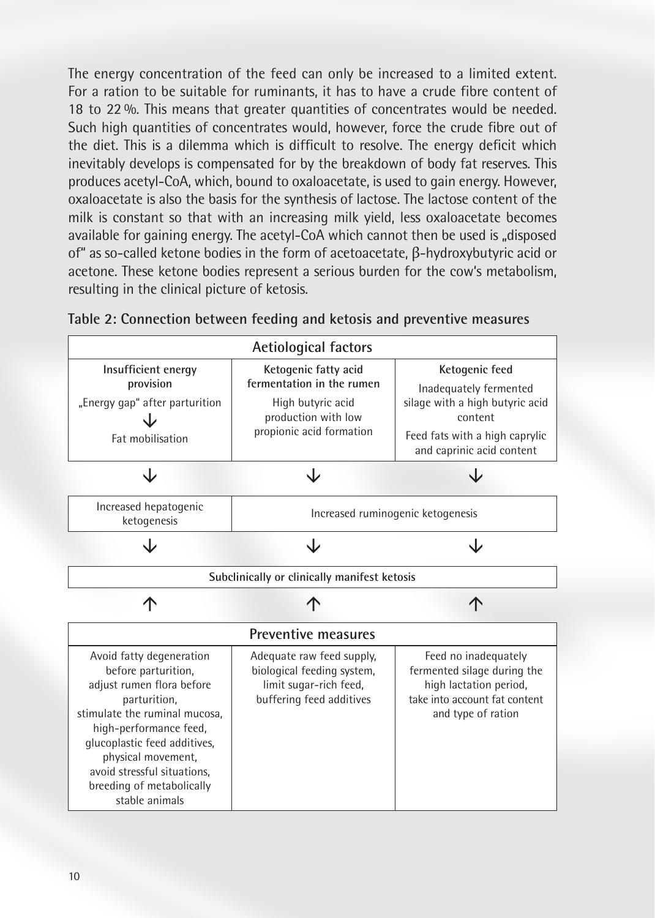The energy concentration of the feed can only be increased to a limited extent. For a ration to be suitable for ruminants, it has to have a crude fibre content of 18 to 22 %. This means that greater quantities of concentrates would be needed. Such high quantities of concentrates would, however, force the crude fibre out of the diet. This is a dilemma which is difficult to resolve. The energy deficit which inevitably develops is compensated for by the breakdown of body fat reserves. This produces acetyl-CoA, which, bound to oxaloacetate, is used to gain energy. However, oxaloacetate is also the basis for the synthesis of lactose. The lactose content of the milk is constant so that with an increasing milk yield, less oxaloacetate becomes available for gaining energy. The acetyl-CoA which cannot then be used is „disposed of" as so-called ketone bodies in the form of acetoacetate, β-hydroxybutyric acid or acetone. These ketone bodies represent a serious burden for the cow's metabolism, resulting in the clinical picture of ketosis.

**Table 2: Connection between feeding and ketosis and preventive measures**

| Aetiological factors | | |
|---|---|---|
| **Insufficient energy provision**<br>„Energy gap" after parturition<br>↓<br>Fat mobilisation | **Ketogenic fatty acid fermentation in the rumen**<br>High butyric acid production with low propionic acid formation | **Ketogenic feed**<br>Inadequately fermented silage with a high butyric acid content<br>Feed fats with a high caprylic and caprinic acid content |
| ↓ | ↓ | ↓ |
| Increased hepatogenic ketogenesis | Increased ruminogenic ketogenesis | |
| ↓ | ↓ | ↓ |
| **Subclinically or clinically manifest ketosis** | | |
| ↑ | ↑ | ↑ |
| **Preventive measures** | | |
| Avoid fatty degeneration before parturition,<br>adjust rumen flora before parturition,<br>stimulate the ruminal mucosa,<br>high-performance feed,<br>glucoplastic feed additives,<br>physical movement,<br>avoid stressful situations,<br>breeding of metabolically stable animals | Adequate raw feed supply,<br>biological feeding system,<br>limit sugar-rich feed,<br>buffering feed additives | Feed no inadequately fermented silage during the high lactation period,<br>take into account fat content and type of ration |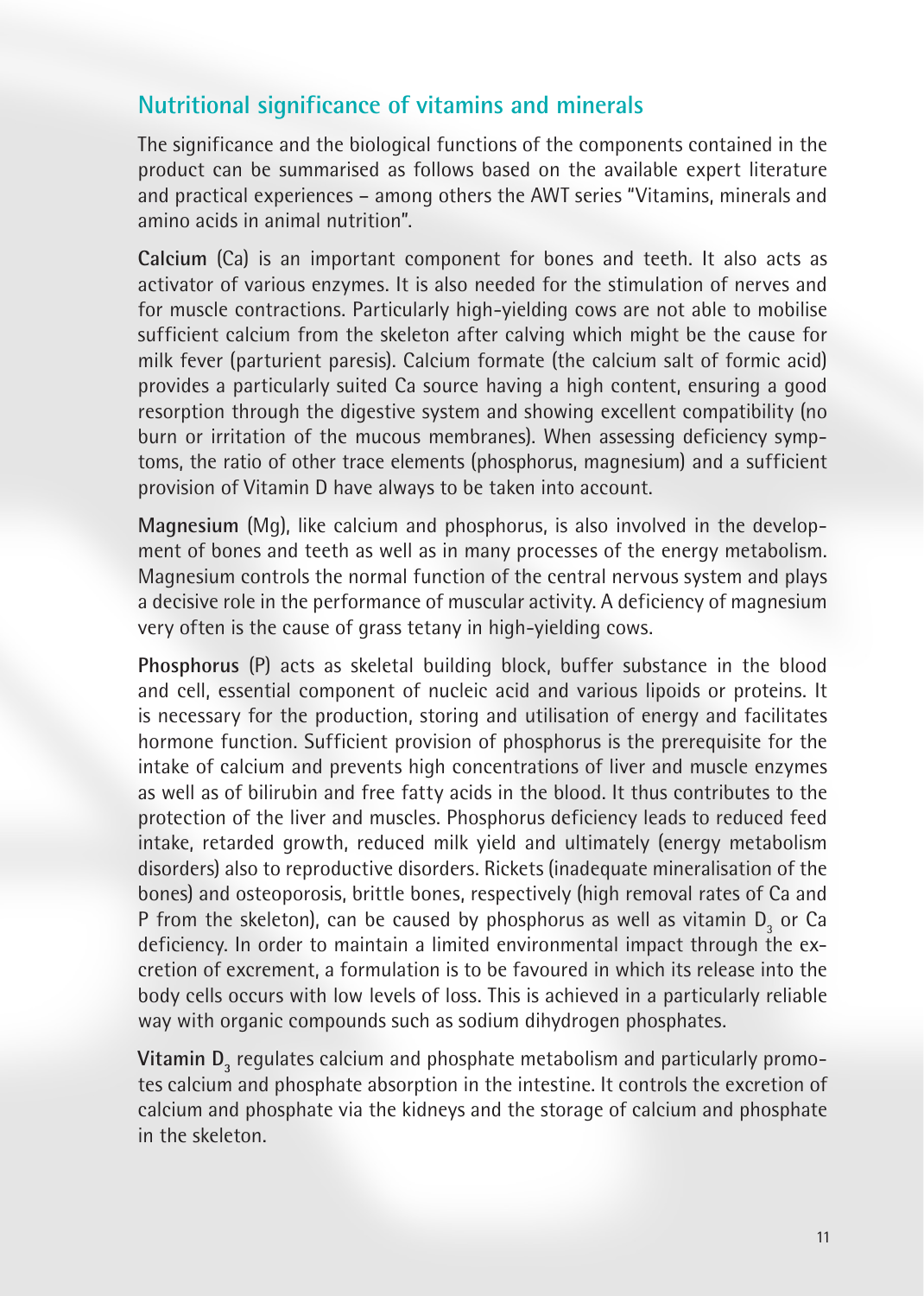## Nutritional significance of vitamins and minerals

The significance and the biological functions of the components contained in the product can be summarised as follows based on the available expert literature and practical experiences – among others the AWT series "Vitamins, minerals and amino acids in animal nutrition".

**Calcium** (Ca) is an important component for bones and teeth. It also acts as activator of various enzymes. It is also needed for the stimulation of nerves and for muscle contractions. Particularly high-yielding cows are not able to mobilise sufficient calcium from the skeleton after calving which might be the cause for milk fever (parturient paresis). Calcium formate (the calcium salt of formic acid) provides a particularly suited Ca source having a high content, ensuring a good resorption through the digestive system and showing excellent compatibility (no burn or irritation of the mucous membranes). When assessing deficiency symptoms, the ratio of other trace elements (phosphorus, magnesium) and a sufficient provision of Vitamin D have always to be taken into account.

**Magnesium** (Mg), like calcium and phosphorus, is also involved in the development of bones and teeth as well as in many processes of the energy metabolism. Magnesium controls the normal function of the central nervous system and plays a decisive role in the performance of muscular activity. A deficiency of magnesium very often is the cause of grass tetany in high-yielding cows.

**Phosphorus** (P) acts as skeletal building block, buffer substance in the blood and cell, essential component of nucleic acid and various lipoids or proteins. It is necessary for the production, storing and utilisation of energy and facilitates hormone function. Sufficient provision of phosphorus is the prerequisite for the intake of calcium and prevents high concentrations of liver and muscle enzymes as well as of bilirubin and free fatty acids in the blood. It thus contributes to the protection of the liver and muscles. Phosphorus deficiency leads to reduced feed intake, retarded growth, reduced milk yield and ultimately (energy metabolism disorders) also to reproductive disorders. Rickets (inadequate mineralisation of the bones) and osteoporosis, brittle bones, respectively (high removal rates of Ca and P from the skeleton), can be caused by phosphorus as well as vitamin $D_3$ or Ca deficiency. In order to maintain a limited environmental impact through the excretion of excrement, a formulation is to be favoured in which its release into the body cells occurs with low levels of loss. This is achieved in a particularly reliable way with organic compounds such as sodium dihydrogen phosphates.

**Vitamin $D_3$** regulates calcium and phosphate metabolism and particularly promotes calcium and phosphate absorption in the intestine. It controls the excretion of calcium and phosphate via the kidneys and the storage of calcium and phosphate in the skeleton.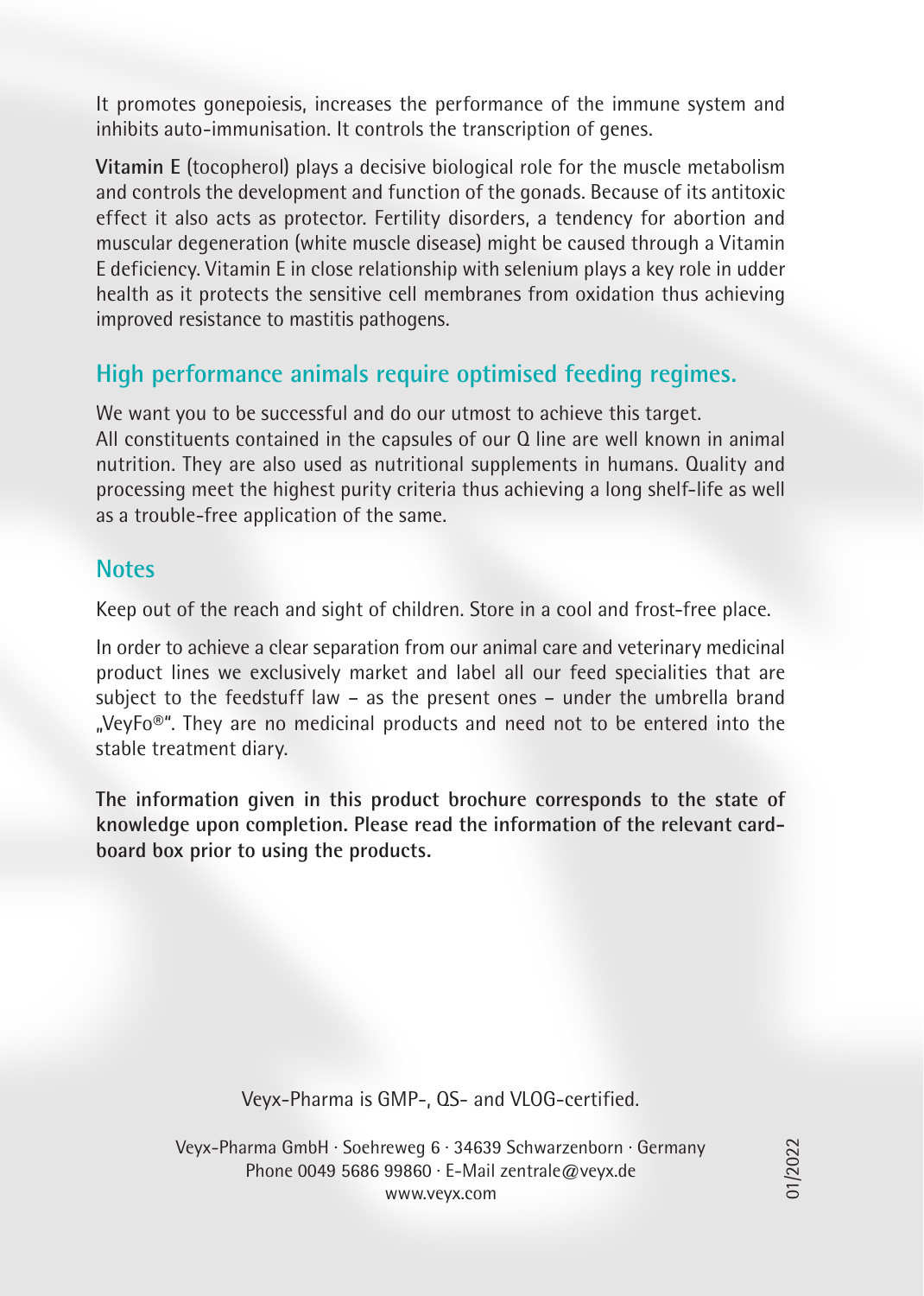It promotes gonepoiesis, increases the performance of the immune system and inhibits auto-immunisation. It controls the transcription of genes.

**Vitamin E** (tocopherol) plays a decisive biological role for the muscle metabolism and controls the development and function of the gonads. Because of its antitoxic effect it also acts as protector. Fertility disorders, a tendency for abortion and muscular degeneration (white muscle disease) might be caused through a Vitamin E deficiency. Vitamin E in close relationship with selenium plays a key role in udder health as it protects the sensitive cell membranes from oxidation thus achieving improved resistance to mastitis pathogens.

## High performance animals require optimised feeding regimes.

We want you to be successful and do our utmost to achieve this target.
All constituents contained in the capsules of our Q line are well known in animal nutrition. They are also used as nutritional supplements in humans. Quality and processing meet the highest purity criteria thus achieving a long shelf-life as well as a trouble-free application of the same.

## Notes

Keep out of the reach and sight of children. Store in a cool and frost-free place.

In order to achieve a clear separation from our animal care and veterinary medicinal product lines we exclusively market and label all our feed specialities that are subject to the feedstuff law – as the present ones – under the umbrella brand „VeyFo®". They are no medicinal products and need not to be entered into the stable treatment diary.

**The information given in this product brochure corresponds to the state of knowledge upon completion. Please read the information of the relevant cardboard box prior to using the products.**

Veyx-Pharma is GMP-, QS- and VLOG-certified.

Veyx-Pharma GmbH · Soehreweg 6 · 34639 Schwarzenborn · Germany
Phone 0049 5686 99860 · E-Mail zentrale@veyx.de
www.veyx.com

01/2022